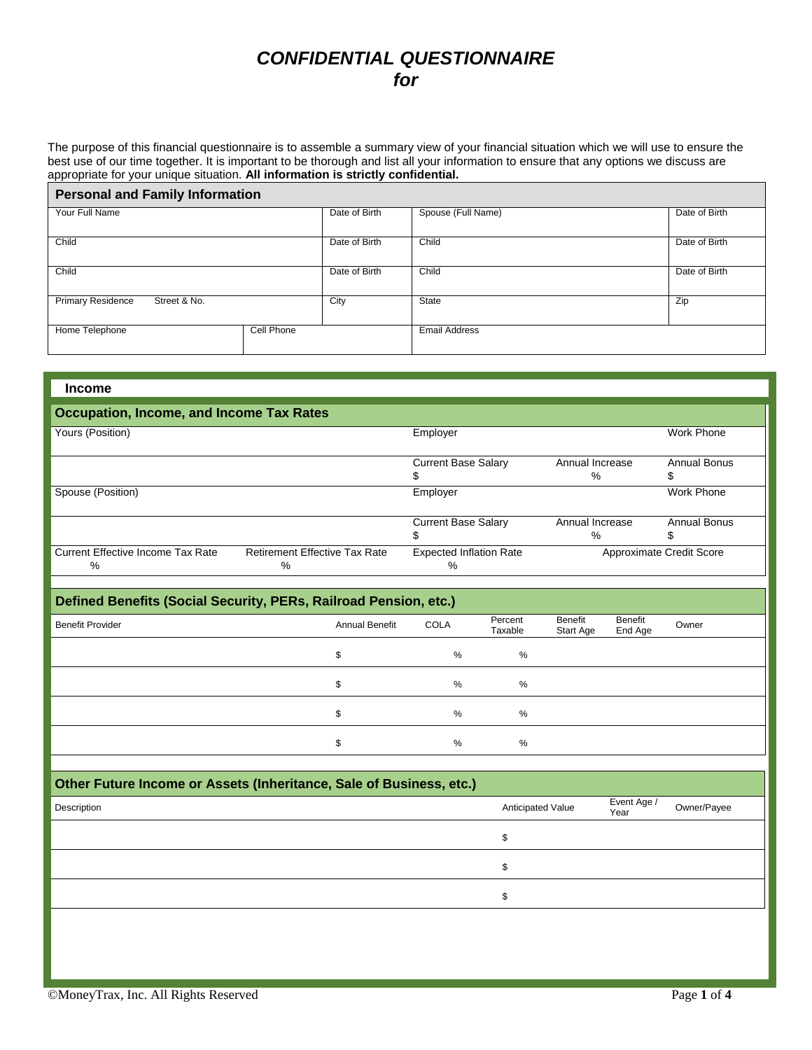# *CONFIDENTIAL QUESTIONNAIRE*
# *for*

The purpose of this financial questionnaire is to assemble a summary view of your financial situation which we will use to ensure the best use of our time together. It is important to be thorough and list all your information to ensure that any options we discuss are appropriate for your unique situation. **All information is strictly confidential.**

## Personal and Family Information

| Your Full Name | | Date of Birth | Spouse (Full Name) | Date of Birth |
|---|---|---|---|---|
| Child | | Date of Birth | Child | Date of Birth |
| Child | | Date of Birth | Child | Date of Birth |
| Primary Residence Street & No. | | City | State | Zip |
| Home Telephone | Cell Phone | | Email Address | |

## Income

### Occupation, Income, and Income Tax Rates

| Yours (Position) | | Employer | | Work Phone |
|---|---|---|---|---|
| | | Current Base Salary $ | Annual Increase % | Annual Bonus $ |
| Spouse (Position) | | Employer | | Work Phone |
| | | Current Base Salary $ | Annual Increase % | Annual Bonus $ |
| Current Effective Income Tax Rate % | Retirement Effective Tax Rate % | Expected Inflation Rate % | Approximate Credit Score | |

### Defined Benefits (Social Security, PERs, Railroad Pension, etc.)

| Benefit Provider | Annual Benefit | COLA | Percent Taxable | Benefit Start Age | Benefit End Age | Owner |
|---|---|---|---|---|---|---|
| | $ | % | % | | | |
| | $ | % | % | | | |
| | $ | % | % | | | |
| | $ | % | % | | | |

### Other Future Income or Assets (Inheritance, Sale of Business, etc.)

| Description | Anticipated Value | Event Age / Year | Owner/Payee |
|---|---|---|---|
| | $ | | |
| | $ | | |
| | $ | | |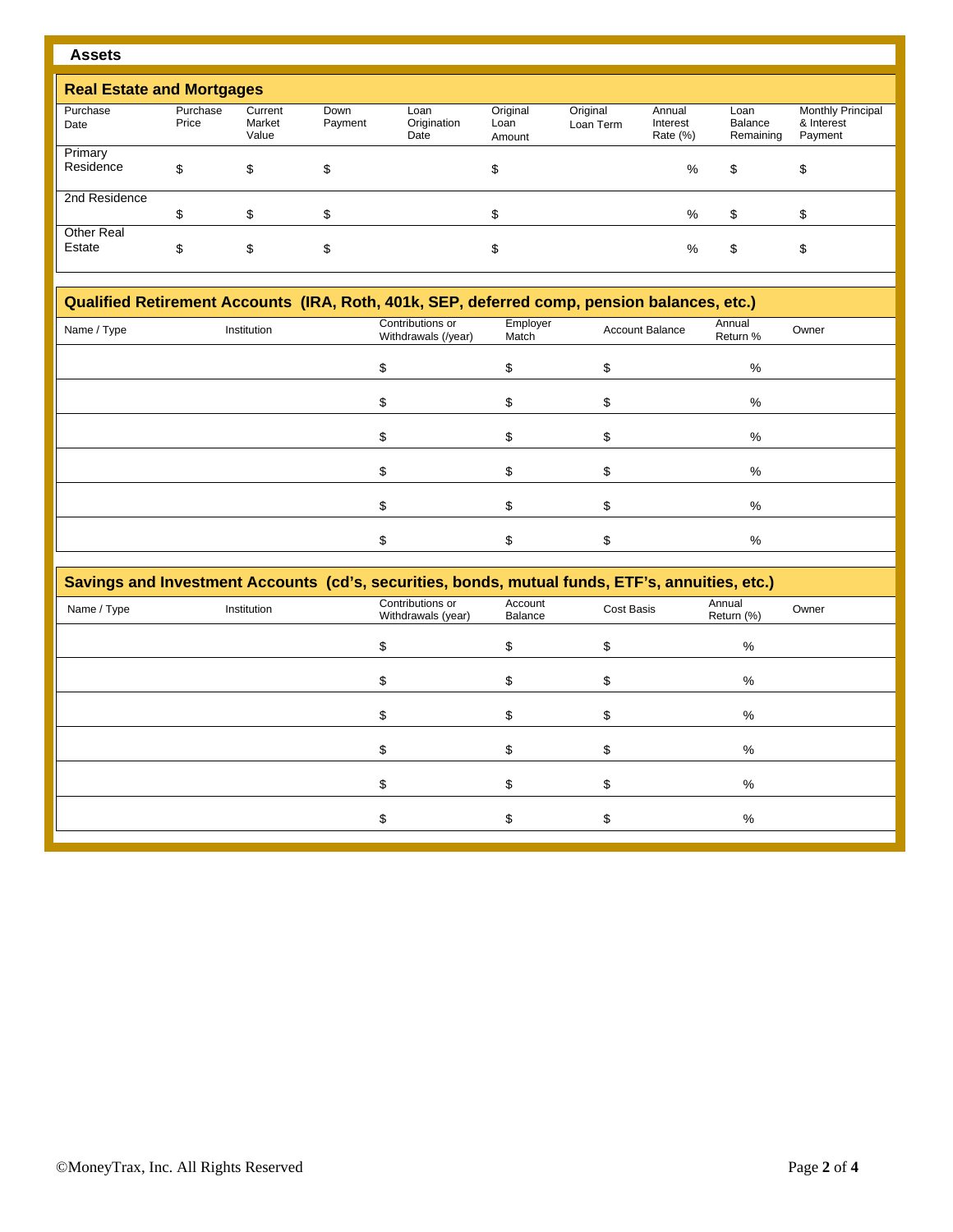## Assets

### Real Estate and Mortgages

| | Purchase Date | Purchase Price | Current Market Value | Down Payment | Loan Origination Date | Original Loan Amount | Original Loan Term | Annual Interest Rate (%) | Loan Balance Remaining | Monthly Principal & Interest Payment |
|---|---|---|---|---|---|---|---|---|---|---|
| Primary Residence | | $ | $ | $ | | $ | | % | $ | $ |
| 2nd Residence | | $ | $ | $ | | $ | | % | $ | $ |
| Other Real Estate | | $ | $ | $ | | $ | | % | $ | $ |

### Qualified Retirement Accounts (IRA, Roth, 401k, SEP, deferred comp, pension balances, etc.)

| Name / Type | Institution | Contributions or Withdrawals (/year) | Employer Match | Account Balance | Annual Return % | Owner |
|---|---|---|---|---|---|---|
| | | $ | $ | $ | % | |
| | | $ | $ | $ | % | |
| | | $ | $ | $ | % | |
| | | $ | $ | $ | % | |
| | | $ | $ | $ | % | |
| | | $ | $ | $ | % | |

### Savings and Investment Accounts (cd's, securities, bonds, mutual funds, ETF's, annuities, etc.)

| Name / Type | Institution | Contributions or Withdrawals (year) | Account Balance | Cost Basis | Annual Return (%) | Owner |
|---|---|---|---|---|---|---|
| | | $ | $ | $ | % | |
| | | $ | $ | $ | % | |
| | | $ | $ | $ | % | |
| | | $ | $ | $ | % | |
| | | $ | $ | $ | % | |
| | | $ | $ | $ | % | |

©MoneyTrax, Inc. All Rights Reserved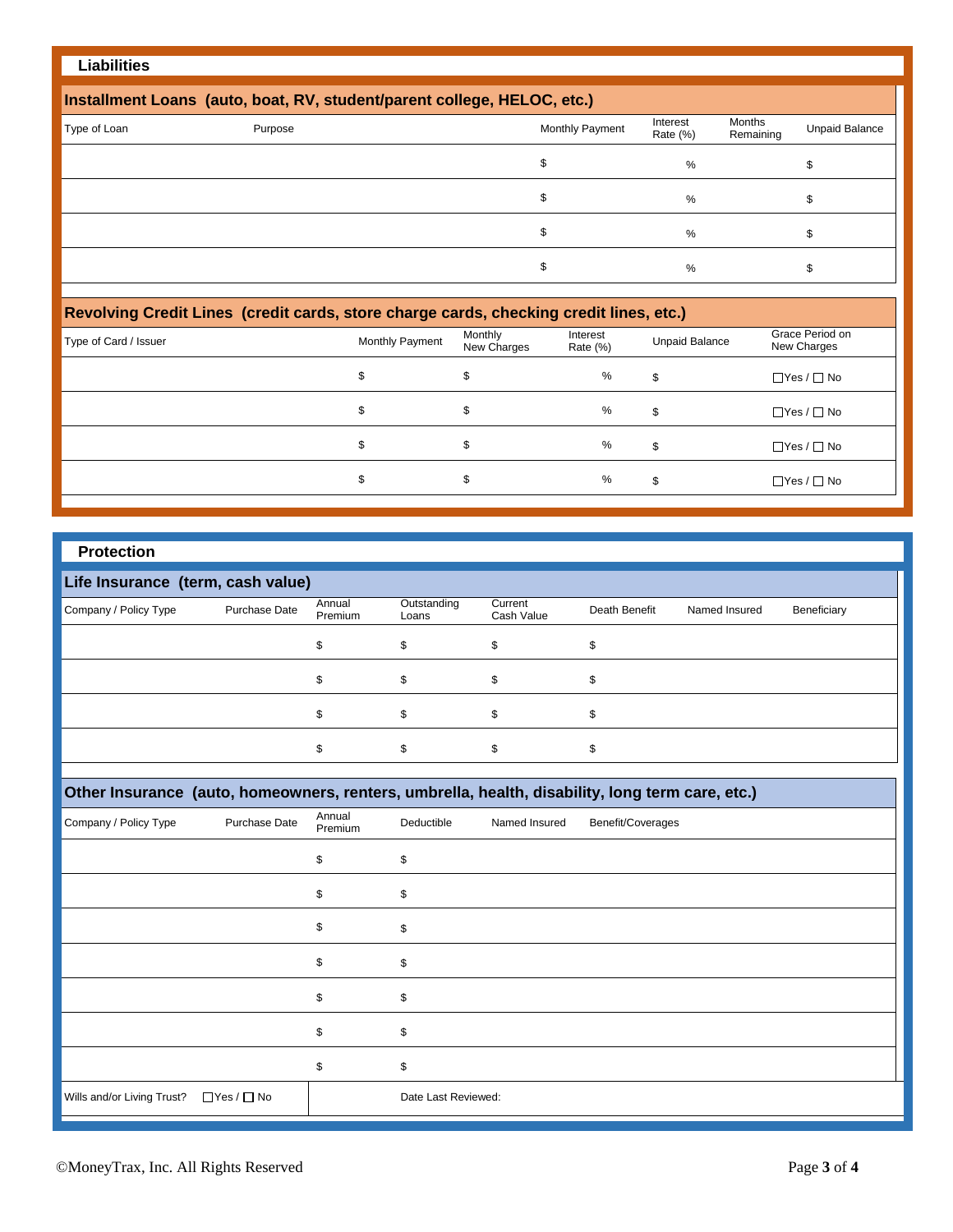## Liabilities

### Installment Loans (auto, boat, RV, student/parent college, HELOC, etc.)

| Type of Loan | Purpose | Monthly Payment | Interest Rate (%) | Months Remaining | Unpaid Balance |
|---|---|---|---|---|---|
| | | $ | % | | $ |
| | | $ | % | | $ |
| | | $ | % | | $ |
| | | $ | % | | $ |

### Revolving Credit Lines (credit cards, store charge cards, checking credit lines, etc.)

| Type of Card / Issuer | Monthly Payment | Monthly New Charges | Interest Rate (%) | Unpaid Balance | Grace Period on New Charges |
|---|---|---|---|---|---|
| | $ | $ | % | $ | ☐Yes / ☐ No |
| | $ | $ | % | $ | ☐Yes / ☐ No |
| | $ | $ | % | $ | ☐Yes / ☐ No |
| | $ | $ | % | $ | ☐Yes / ☐ No |

## Protection

### Life Insurance (term, cash value)

| Company / Policy Type | Purchase Date | Annual Premium | Outstanding Loans | Current Cash Value | Death Benefit | Named Insured | Beneficiary |
|---|---|---|---|---|---|---|---|
| | | $ | $ | $ | $ | | |
| | | $ | $ | $ | $ | | |
| | | $ | $ | $ | $ | | |
| | | $ | $ | $ | $ | | |

### Other Insurance (auto, homeowners, renters, umbrella, health, disability, long term care, etc.)

| Company / Policy Type | Purchase Date | Annual Premium | Deductible | Named Insured | Benefit/Coverages |
|---|---|---|---|---|---|
| | | $ | $ | | |
| | | $ | $ | | |
| | | $ | $ | | |
| | | $ | $ | | |
| | | $ | $ | | |
| | | $ | $ | | |
| | | $ | $ | | |

Wills and/or Living Trust? ☐Yes / ☐ No | Date Last Reviewed:

©MoneyTrax, Inc. All Rights Reserved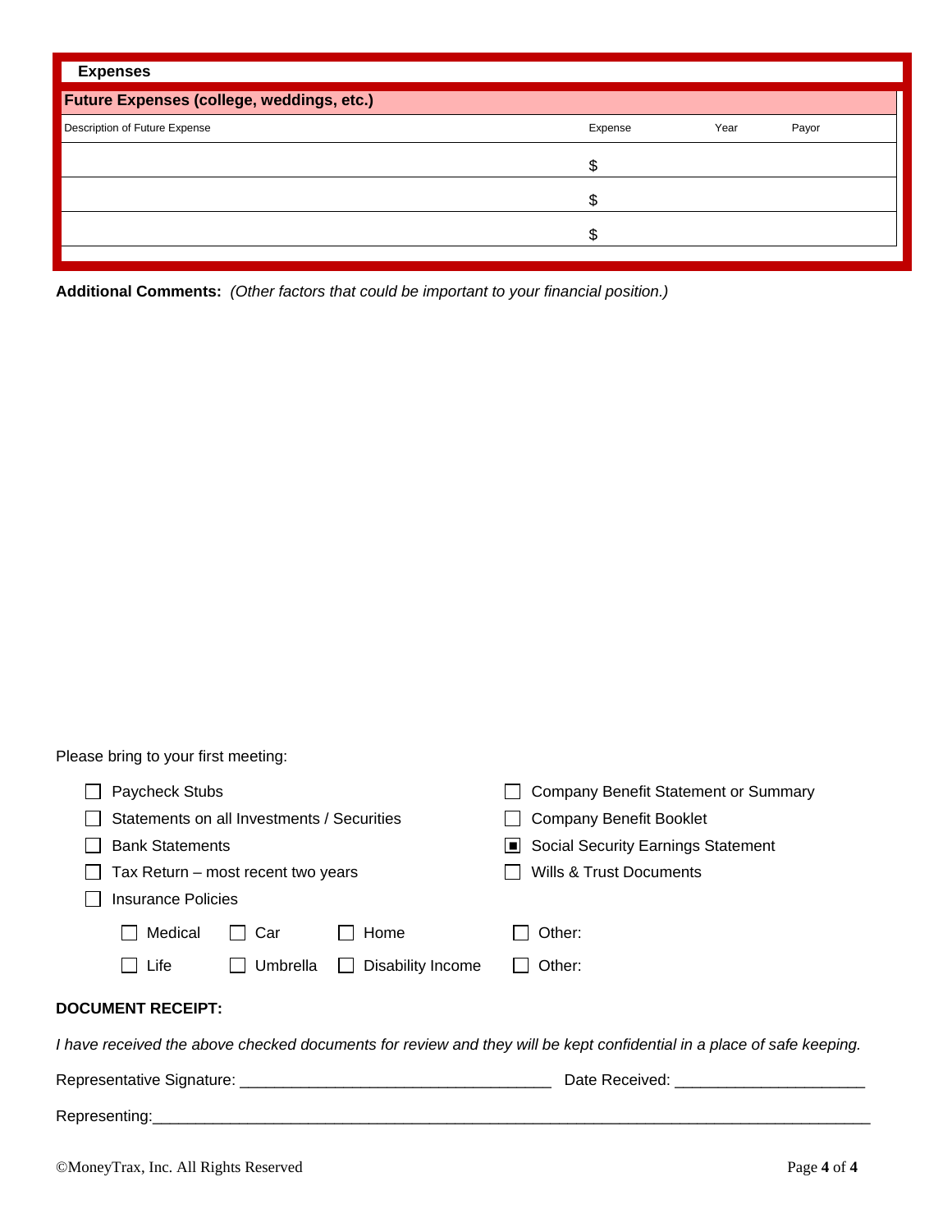## Expenses

### Future Expenses (college, weddings, etc.)

| Description of Future Expense | Expense | Year | Payor |
|---|---|---|---|
| | $ | | |
| | $ | | |
| | $ | | |

**Additional Comments:** *(Other factors that could be important to your financial position.)*

Please bring to your first meeting:

- ☐ Paycheck Stubs
- ☐ Statements on all Investments / Securities
- ☐ Bank Statements
- ☐ Tax Return – most recent two years
- ☐ Insurance Policies
  - ☐ Medical ☐ Car ☐ Home
  - ☐ Life ☐ Umbrella ☐ Disability Income
- ☐ Company Benefit Statement or Summary
- ☐ Company Benefit Booklet
- ■ Social Security Earnings Statement
- ☐ Wills & Trust Documents
- ☐ Other:
- ☐ Other:

**DOCUMENT RECEIPT:**

*I have received the above checked documents for review and they will be kept confidential in a place of safe keeping.*

Representative Signature: ___________________________________ Date Received: _____________________

Representing:_________________________________________________________________________________

©MoneyTrax, Inc. All Rights Reserved